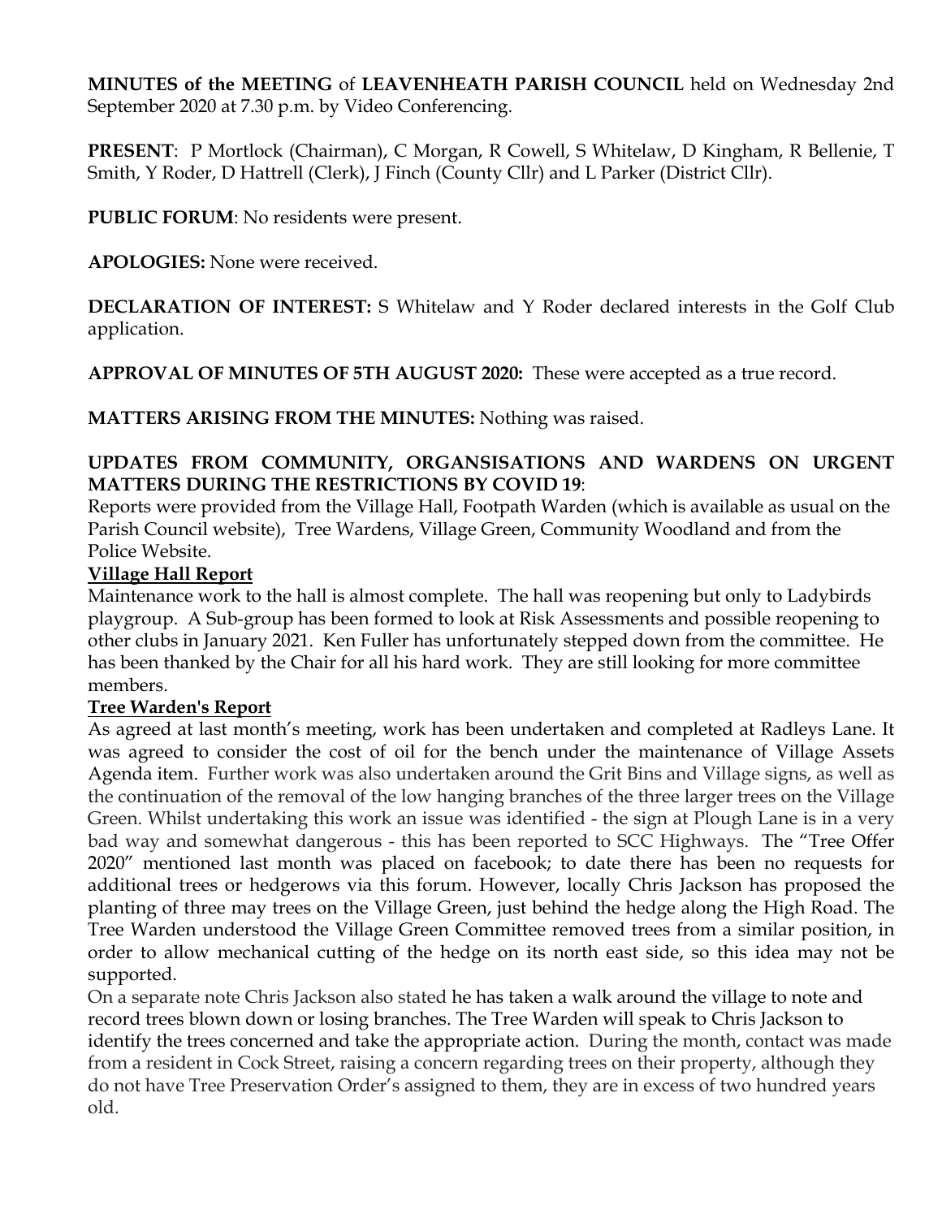**MINUTES of the MEETING** of **LEAVENHEATH PARISH COUNCIL** held on Wednesday 2nd September 2020 at 7.30 p.m. by Video Conferencing.

**PRESENT**: P Mortlock (Chairman), C Morgan, R Cowell, S Whitelaw, D Kingham, R Bellenie, T Smith, Y Roder, D Hattrell (Clerk), J Finch (County Cllr) and L Parker (District Cllr).

**PUBLIC FORUM**: No residents were present.

**APOLOGIES:** None were received.

**DECLARATION OF INTEREST:** S Whitelaw and Y Roder declared interests in the Golf Club application.

**APPROVAL OF MINUTES OF 5TH AUGUST 2020:** These were accepted as a true record.

**MATTERS ARISING FROM THE MINUTES:** Nothing was raised.

**UPDATES FROM COMMUNITY, ORGANSISATIONS AND WARDENS ON URGENT MATTERS DURING THE RESTRICTIONS BY COVID 19**:

Reports were provided from the Village Hall, Footpath Warden (which is available as usual on the Parish Council website), Tree Wardens, Village Green, Community Woodland and from the Police Website.

**Village Hall Report**

Maintenance work to the hall is almost complete. The hall was reopening but only to Ladybirds playgroup. A Sub-group has been formed to look at Risk Assessments and possible reopening to other clubs in January 2021. Ken Fuller has unfortunately stepped down from the committee. He has been thanked by the Chair for all his hard work. They are still looking for more committee members.

**Tree Warden's Report**

As agreed at last month's meeting, work has been undertaken and completed at Radleys Lane. It was agreed to consider the cost of oil for the bench under the maintenance of Village Assets Agenda item. Further work was also undertaken around the Grit Bins and Village signs, as well as the continuation of the removal of the low hanging branches of the three larger trees on the Village Green. Whilst undertaking this work an issue was identified - the sign at Plough Lane is in a very bad way and somewhat dangerous - this has been reported to SCC Highways. The "Tree Offer 2020" mentioned last month was placed on facebook; to date there has been no requests for additional trees or hedgerows via this forum. However, locally Chris Jackson has proposed the planting of three may trees on the Village Green, just behind the hedge along the High Road. The Tree Warden understood the Village Green Committee removed trees from a similar position, in order to allow mechanical cutting of the hedge on its north east side, so this idea may not be supported.

On a separate note Chris Jackson also stated he has taken a walk around the village to note and record trees blown down or losing branches. The Tree Warden will speak to Chris Jackson to identify the trees concerned and take the appropriate action. During the month, contact was made from a resident in Cock Street, raising a concern regarding trees on their property, although they do not have Tree Preservation Order's assigned to them, they are in excess of two hundred years old.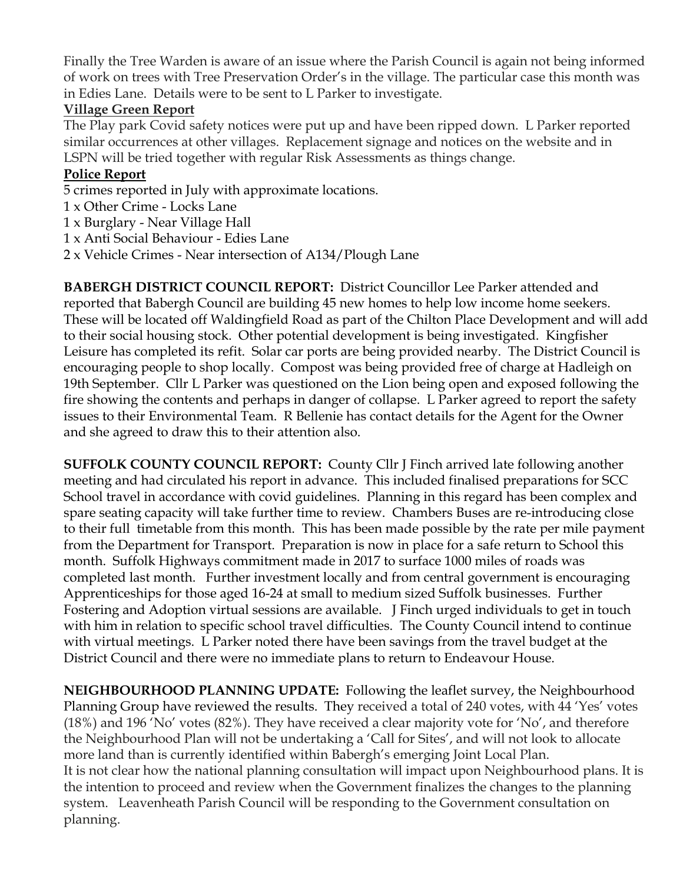Finally the Tree Warden is aware of an issue where the Parish Council is again not being informed of work on trees with Tree Preservation Order's in the village. The particular case this month was in Edies Lane. Details were to be sent to L Parker to investigate.

**Village Green Report**

The Play park Covid safety notices were put up and have been ripped down. L Parker reported similar occurrences at other villages. Replacement signage and notices on the website and in LSPN will be tried together with regular Risk Assessments as things change.

**Police Report**

5 crimes reported in July with approximate locations.
1 x Other Crime - Locks Lane
1 x Burglary - Near Village Hall
1 x Anti Social Behaviour - Edies Lane
2 x Vehicle Crimes - Near intersection of A134/Plough Lane

**BABERGH DISTRICT COUNCIL REPORT:** District Councillor Lee Parker attended and reported that Babergh Council are building 45 new homes to help low income home seekers. These will be located off Waldingfield Road as part of the Chilton Place Development and will add to their social housing stock. Other potential development is being investigated. Kingfisher Leisure has completed its refit. Solar car ports are being provided nearby. The District Council is encouraging people to shop locally. Compost was being provided free of charge at Hadleigh on 19th September. Cllr L Parker was questioned on the Lion being open and exposed following the fire showing the contents and perhaps in danger of collapse. L Parker agreed to report the safety issues to their Environmental Team. R Bellenie has contact details for the Agent for the Owner and she agreed to draw this to their attention also.

**SUFFOLK COUNTY COUNCIL REPORT:** County Cllr J Finch arrived late following another meeting and had circulated his report in advance. This included finalised preparations for SCC School travel in accordance with covid guidelines. Planning in this regard has been complex and spare seating capacity will take further time to review. Chambers Buses are re-introducing close to their full timetable from this month. This has been made possible by the rate per mile payment from the Department for Transport. Preparation is now in place for a safe return to School this month. Suffolk Highways commitment made in 2017 to surface 1000 miles of roads was completed last month. Further investment locally and from central government is encouraging Apprenticeships for those aged 16-24 at small to medium sized Suffolk businesses. Further Fostering and Adoption virtual sessions are available. J Finch urged individuals to get in touch with him in relation to specific school travel difficulties. The County Council intend to continue with virtual meetings. L Parker noted there have been savings from the travel budget at the District Council and there were no immediate plans to return to Endeavour House.

**NEIGHBOURHOOD PLANNING UPDATE:** Following the leaflet survey, the Neighbourhood Planning Group have reviewed the results. They received a total of 240 votes, with 44 'Yes' votes (18%) and 196 'No' votes (82%). They have received a clear majority vote for 'No', and therefore the Neighbourhood Plan will not be undertaking a 'Call for Sites', and will not look to allocate more land than is currently identified within Babergh's emerging Joint Local Plan.
It is not clear how the national planning consultation will impact upon Neighbourhood plans. It is the intention to proceed and review when the Government finalizes the changes to the planning system. Leavenheath Parish Council will be responding to the Government consultation on planning.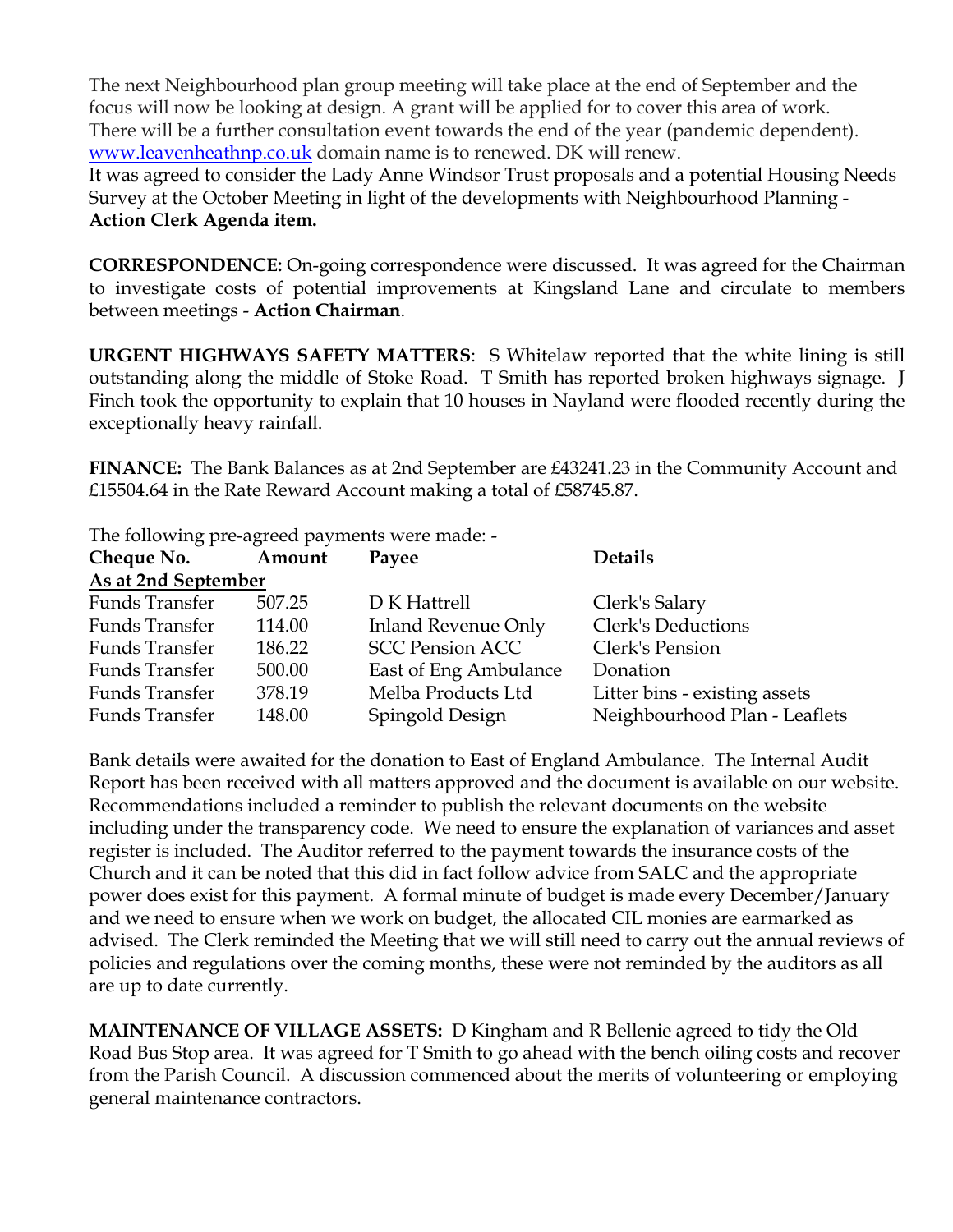The next Neighbourhood plan group meeting will take place at the end of September and the focus will now be looking at design. A grant will be applied for to cover this area of work. There will be a further consultation event towards the end of the year (pandemic dependent). [www.leavenheathnp.co.uk](http://www.leavenheathnp.co.uk) domain name is to renewed. DK will renew.
It was agreed to consider the Lady Anne Windsor Trust proposals and a potential Housing Needs Survey at the October Meeting in light of the developments with Neighbourhood Planning - **Action Clerk Agenda item.**

**CORRESPONDENCE:** On-going correspondence were discussed. It was agreed for the Chairman to investigate costs of potential improvements at Kingsland Lane and circulate to members between meetings - **Action Chairman**.

**URGENT HIGHWAYS SAFETY MATTERS**: S Whitelaw reported that the white lining is still outstanding along the middle of Stoke Road. T Smith has reported broken highways signage. J Finch took the opportunity to explain that 10 houses in Nayland were flooded recently during the exceptionally heavy rainfall.

**FINANCE:** The Bank Balances as at 2nd September are £43241.23 in the Community Account and £15504.64 in the Rate Reward Account making a total of £58745.87.

The following pre-agreed payments were made: -

| **Cheque No.** | **Amount** | **Payee** | **Details** |
|---|---|---|---|
| **As at 2nd September** | | | |
| Funds Transfer | 507.25 | D K Hattrell | Clerk's Salary |
| Funds Transfer | 114.00 | Inland Revenue Only | Clerk's Deductions |
| Funds Transfer | 186.22 | SCC Pension ACC | Clerk's Pension |
| Funds Transfer | 500.00 | East of Eng Ambulance | Donation |
| Funds Transfer | 378.19 | Melba Products Ltd | Litter bins - existing assets |
| Funds Transfer | 148.00 | Spingold Design | Neighbourhood Plan - Leaflets |

Bank details were awaited for the donation to East of England Ambulance. The Internal Audit Report has been received with all matters approved and the document is available on our website. Recommendations included a reminder to publish the relevant documents on the website including under the transparency code. We need to ensure the explanation of variances and asset register is included. The Auditor referred to the payment towards the insurance costs of the Church and it can be noted that this did in fact follow advice from SALC and the appropriate power does exist for this payment. A formal minute of budget is made every December/January and we need to ensure when we work on budget, the allocated CIL monies are earmarked as advised. The Clerk reminded the Meeting that we will still need to carry out the annual reviews of policies and regulations over the coming months, these were not reminded by the auditors as all are up to date currently.

**MAINTENANCE OF VILLAGE ASSETS:** D Kingham and R Bellenie agreed to tidy the Old Road Bus Stop area. It was agreed for T Smith to go ahead with the bench oiling costs and recover from the Parish Council. A discussion commenced about the merits of volunteering or employing general maintenance contractors.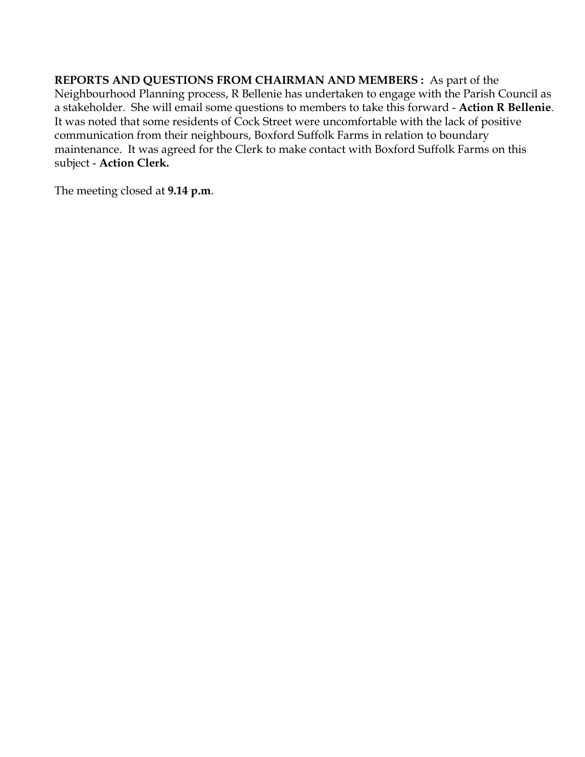**REPORTS AND QUESTIONS FROM CHAIRMAN AND MEMBERS :** As part of the Neighbourhood Planning process, R Bellenie has undertaken to engage with the Parish Council as a stakeholder. She will email some questions to members to take this forward - **Action R Bellenie**. It was noted that some residents of Cock Street were uncomfortable with the lack of positive communication from their neighbours, Boxford Suffolk Farms in relation to boundary maintenance. It was agreed for the Clerk to make contact with Boxford Suffolk Farms on this subject - **Action Clerk.**

The meeting closed at **9.14 p.m**.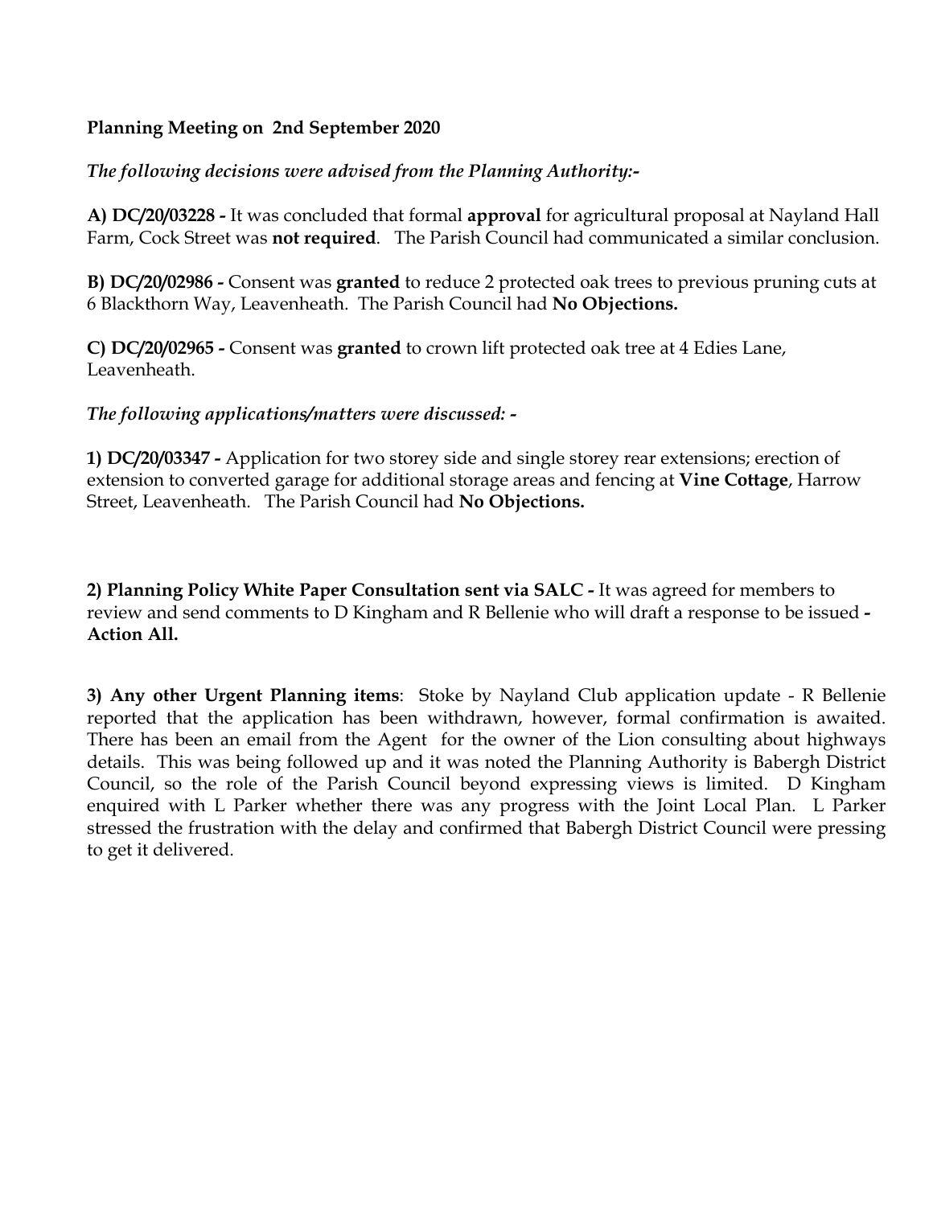**Planning Meeting on 2nd September 2020**

***The following decisions were advised from the Planning Authority:-***

**A) DC/20/03228 -** It was concluded that formal **approval** for agricultural proposal at Nayland Hall Farm, Cock Street was **not required**. The Parish Council had communicated a similar conclusion.

**B) DC/20/02986 -** Consent was **granted** to reduce 2 protected oak trees to previous pruning cuts at 6 Blackthorn Way, Leavenheath. The Parish Council had **No Objections.**

**C) DC/20/02965 -** Consent was **granted** to crown lift protected oak tree at 4 Edies Lane, Leavenheath.

***The following applications/matters were discussed: -***

**1) DC/20/03347 -** Application for two storey side and single storey rear extensions; erection of extension to converted garage for additional storage areas and fencing at **Vine Cottage**, Harrow Street, Leavenheath. The Parish Council had **No Objections.**

**2) Planning Policy White Paper Consultation sent via SALC -** It was agreed for members to review and send comments to D Kingham and R Bellenie who will draft a response to be issued **- Action All.**

**3) Any other Urgent Planning items**: Stoke by Nayland Club application update - R Bellenie reported that the application has been withdrawn, however, formal confirmation is awaited. There has been an email from the Agent for the owner of the Lion consulting about highways details. This was being followed up and it was noted the Planning Authority is Babergh District Council, so the role of the Parish Council beyond expressing views is limited. D Kingham enquired with L Parker whether there was any progress with the Joint Local Plan. L Parker stressed the frustration with the delay and confirmed that Babergh District Council were pressing to get it delivered.